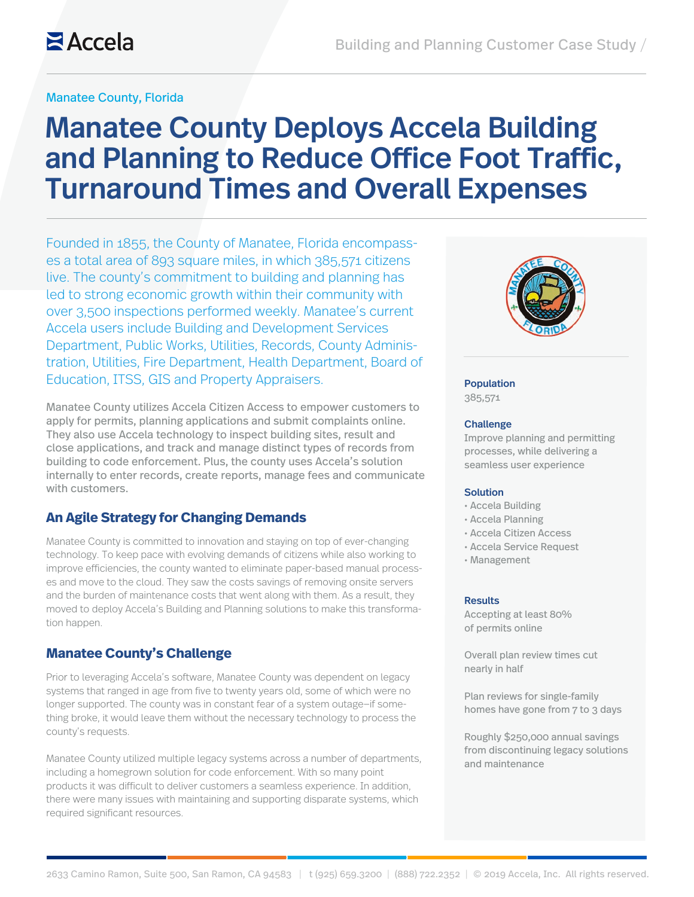Manatee County, Florida

# Manatee County Deploys Accela Building and Planning to Reduce Office Foot Traffic, Turnaround Times and Overall Expenses

Founded in 1855, the County of Manatee, Florida encompasses a total area of 893 square miles, in which 385,571 citizens live. The county's commitment to building and planning has led to strong economic growth within their community with over 3,500 inspections performed weekly. Manatee's current Accela users include Building and Development Services Department, Public Works, Utilities, Records, County Administration, Utilities, Fire Department, Health Department, Board of Education, ITSS, GIS and Property Appraisers.

Manatee County utilizes Accela Citizen Access to empower customers to apply for permits, planning applications and submit complaints online. They also use Accela technology to inspect building sites, result and close applications, and track and manage distinct types of records from building to code enforcement. Plus, the county uses Accela's solution internally to enter records, create reports, manage fees and communicate with customers.

## An Agile Strategy for Changing Demands

Manatee County is committed to innovation and staying on top of ever-changing technology. To keep pace with evolving demands of citizens while also working to improve efficiencies, the county wanted to eliminate paper-based manual processes and move to the cloud. They saw the costs savings of removing onsite servers and the burden of maintenance costs that went along with them. As a result, they moved to deploy Accela's Building and Planning solutions to make this transformation happen.

## Manatee County's Challenge

Prior to leveraging Accela's software, Manatee County was dependent on legacy systems that ranged in age from five to twenty years old, some of which were no longer supported. The county was in constant fear of a system outage–if something broke, it would leave them without the necessary technology to process the county's requests.

Manatee County utilized multiple legacy systems across a number of departments, including a homegrown solution for code enforcement. With so many point products it was difficult to deliver customers a seamless experience. In addition, there were many issues with maintaining and supporting disparate systems, which required significant resources.

**Population**
385,571

**Challenge**
Improve planning and permitting processes, while delivering a seamless user experience

**Solution**
- Accela Building
- Accela Planning
- Accela Citizen Access
- Accela Service Request
- Management

**Results**

Accepting at least 80% of permits online

Overall plan review times cut nearly in half

Plan reviews for single-family homes have gone from 7 to 3 days

Roughly $250,000 annual savings from discontinuing legacy solutions and maintenance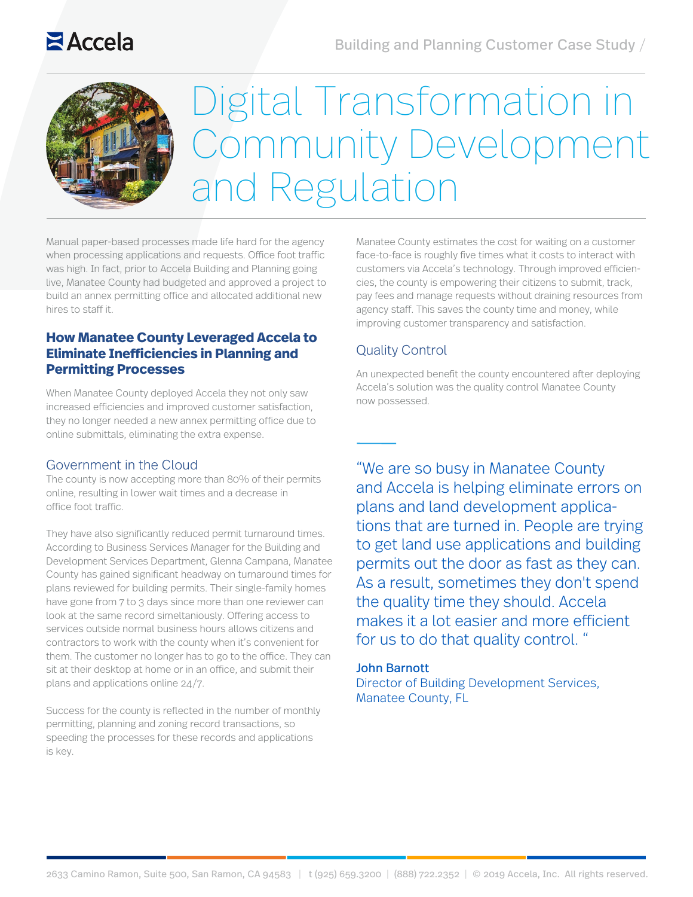# Digital Transformation in Community Development and Regulation

Manual paper-based processes made life hard for the agency when processing applications and requests. Office foot traffic was high. In fact, prior to Accela Building and Planning going live, Manatee County had budgeted and approved a project to build an annex permitting office and allocated additional new hires to staff it.

## How Manatee County Leveraged Accela to Eliminate Inefficiencies in Planning and Permitting Processes

When Manatee County deployed Accela they not only saw increased efficiencies and improved customer satisfaction, they no longer needed a new annex permitting office due to online submittals, eliminating the extra expense.

### Government in the Cloud

The county is now accepting more than 80% of their permits online, resulting in lower wait times and a decrease in office foot traffic.

They have also significantly reduced permit turnaround times. According to Business Services Manager for the Building and Development Services Department, Glenna Campana, Manatee County has gained significant headway on turnaround times for plans reviewed for building permits. Their single-family homes have gone from 7 to 3 days since more than one reviewer can look at the same record simeltaniously. Offering access to services outside normal business hours allows citizens and contractors to work with the county when it's convenient for them. The customer no longer has to go to the office. They can sit at their desktop at home or in an office, and submit their plans and applications online 24/7.

Success for the county is reflected in the number of monthly permitting, planning and zoning record transactions, so speeding the processes for these records and applications is key.

Manatee County estimates the cost for waiting on a customer face-to-face is roughly five times what it costs to interact with customers via Accela's technology. Through improved efficiencies, the county is empowering their citizens to submit, track, pay fees and manage requests without draining resources from agency staff. This saves the county time and money, while improving customer transparency and satisfaction.

### Quality Control

An unexpected benefit the county encountered after deploying Accela's solution was the quality control Manatee County now possessed.

> "We are so busy in Manatee County and Accela is helping eliminate errors on plans and land development applications that are turned in. People are trying to get land use applications and building permits out the door as fast as they can. As a result, sometimes they don't spend the quality time they should. Accela makes it a lot easier and more efficient for us to do that quality control. "
>
> **John Barnott**
> Director of Building Development Services, Manatee County, FL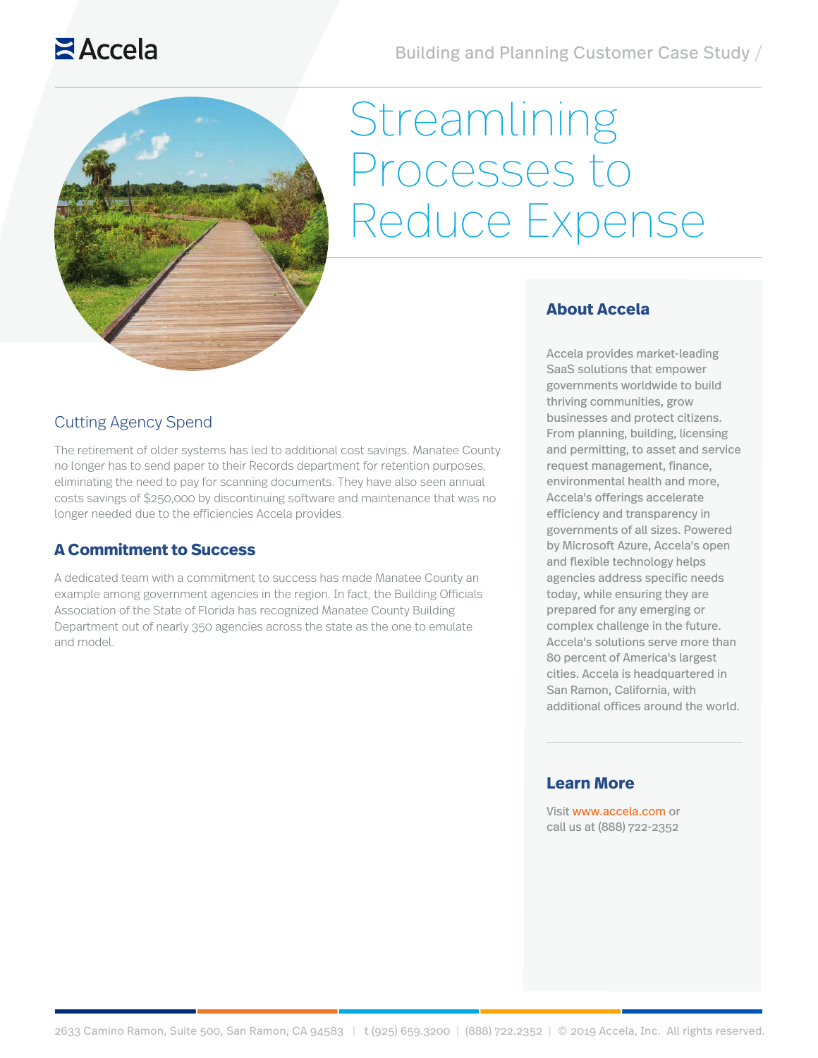# Streamlining Processes to Reduce Expense

## Cutting Agency Spend

The retirement of older systems has led to additional cost savings. Manatee County no longer has to send paper to their Records department for retention purposes, eliminating the need to pay for scanning documents. They have also seen annual costs savings of $250,000 by discontinuing software and maintenance that was no longer needed due to the efficiencies Accela provides.

## A Commitment to Success

A dedicated team with a commitment to success has made Manatee County an example among government agencies in the region. In fact, the Building Officials Association of the State of Florida has recognized Manatee County Building Department out of nearly 350 agencies across the state as the one to emulate and model.

### About Accela

Accela provides market-leading SaaS solutions that empower governments worldwide to build thriving communities, grow businesses and protect citizens. From planning, building, licensing and permitting, to asset and service request management, finance, environmental health and more, Accela's offerings accelerate efficiency and transparency in governments of all sizes. Powered by Microsoft Azure, Accela's open and flexible technology helps agencies address specific needs today, while ensuring they are prepared for any emerging or complex challenge in the future. Accela's solutions serve more than 80 percent of America's largest cities. Accela is headquartered in San Ramon, California, with additional offices around the world.

### Learn More

Visit www.accela.com or call us at (888) 722-2352

2633 Camino Ramon, Suite 500, San Ramon, CA 94583 | t (925) 659.3200 | (888) 722.2352 | © 2019 Accela, Inc. All rights reserved.